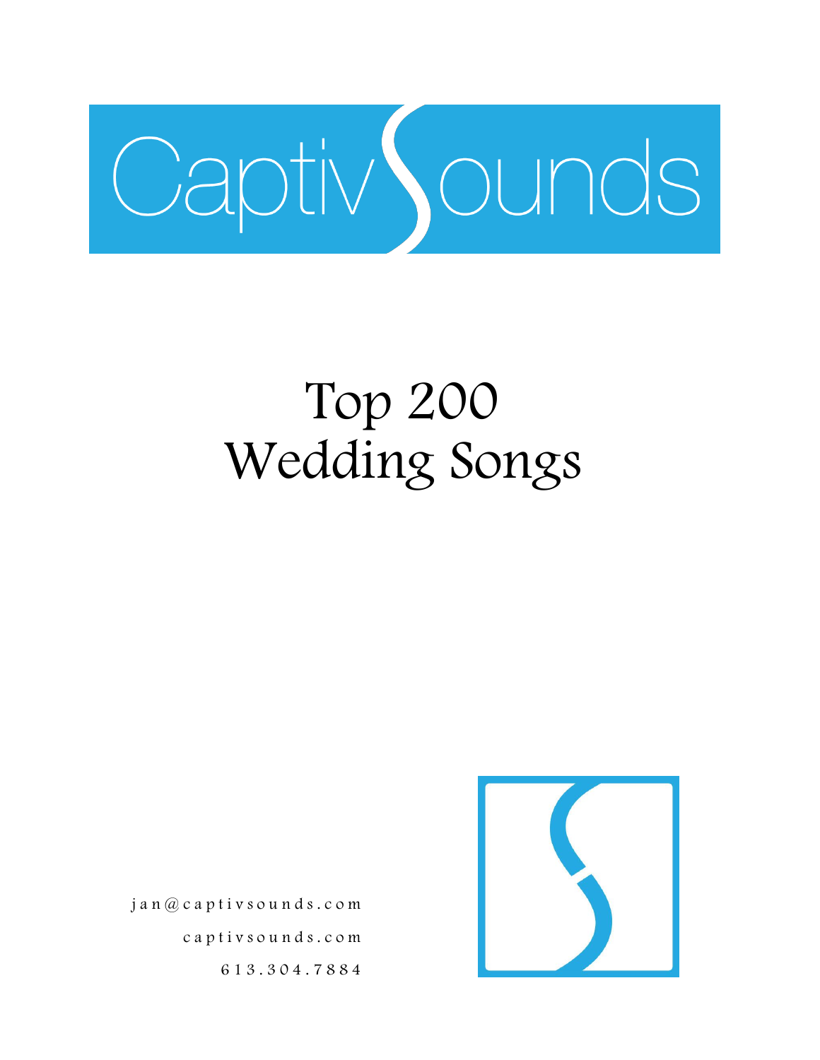CaptivSounds

# Top 200 Wedding Songs

jan@captivsounds.com

captivsounds.com

613.304.7884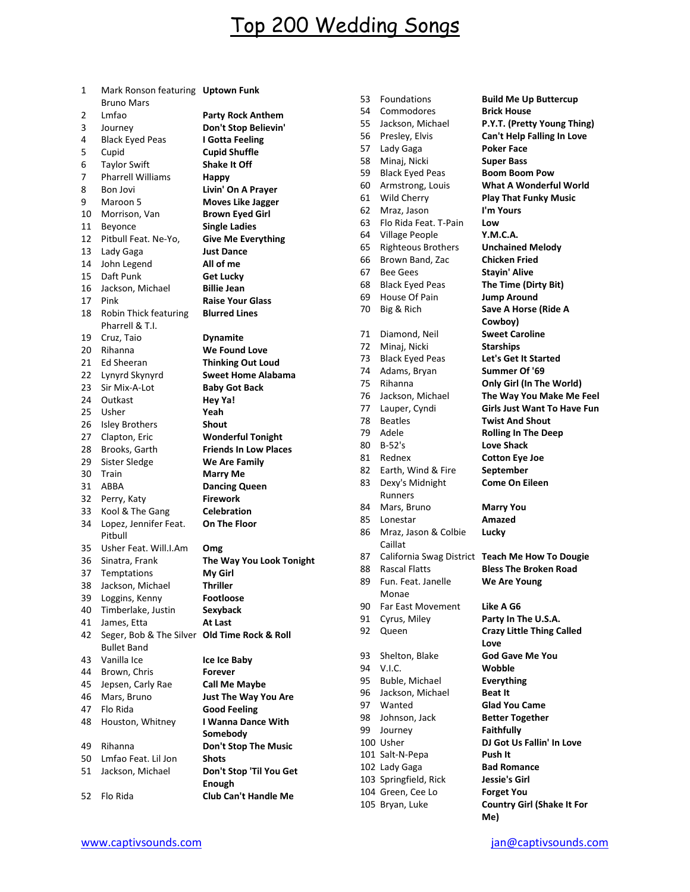# Top 200 Wedding Songs

| # | Artist | Song |
|---|---|---|
| 1 | Mark Ronson featuring Bruno Mars | **Uptown Funk** |
| 2 | Lmfao | **Party Rock Anthem** |
| 3 | Journey | **Don't Stop Believin'** |
| 4 | Black Eyed Peas | **I Gotta Feeling** |
| 5 | Cupid | **Cupid Shuffle** |
| 6 | Taylor Swift | **Shake It Off** |
| 7 | Pharrell Williams | **Happy** |
| 8 | Bon Jovi | **Livin' On A Prayer** |
| 9 | Maroon 5 | **Moves Like Jagger** |
| 10 | Morrison, Van | **Brown Eyed Girl** |
| 11 | Beyonce | **Single Ladies** |
| 12 | Pitbull Feat. Ne-Yo, | **Give Me Everything** |
| 13 | Lady Gaga | **Just Dance** |
| 14 | John Legend | **All of me** |
| 15 | Daft Punk | **Get Lucky** |
| 16 | Jackson, Michael | **Billie Jean** |
| 17 | Pink | **Raise Your Glass** |
| 18 | Robin Thick featuring Pharrell & T.I. | **Blurred Lines** |
| 19 | Cruz, Taio | **Dynamite** |
| 20 | Rihanna | **We Found Love** |
| 21 | Ed Sheeran | **Thinking Out Loud** |
| 22 | Lynyrd Skynyrd | **Sweet Home Alabama** |
| 23 | Sir Mix-A-Lot | **Baby Got Back** |
| 24 | Outkast | **Hey Ya!** |
| 25 | Usher | **Yeah** |
| 26 | Isley Brothers | **Shout** |
| 27 | Clapton, Eric | **Wonderful Tonight** |
| 28 | Brooks, Garth | **Friends In Low Places** |
| 29 | Sister Sledge | **We Are Family** |
| 30 | Train | **Marry Me** |
| 31 | ABBA | **Dancing Queen** |
| 32 | Perry, Katy | **Firework** |
| 33 | Kool & The Gang | **Celebration** |
| 34 | Lopez, Jennifer Feat. Pitbull | **On The Floor** |
| 35 | Usher Feat. Will.I.Am | **Omg** |
| 36 | Sinatra, Frank | **The Way You Look Tonight** |
| 37 | Temptations | **My Girl** |
| 38 | Jackson, Michael | **Thriller** |
| 39 | Loggins, Kenny | **Footloose** |
| 40 | Timberlake, Justin | **Sexyback** |
| 41 | James, Etta | **At Last** |
| 42 | Seger, Bob & The Silver Bullet Band | **Old Time Rock & Roll** |
| 43 | Vanilla Ice | **Ice Ice Baby** |
| 44 | Brown, Chris | **Forever** |
| 45 | Jepsen, Carly Rae | **Call Me Maybe** |
| 46 | Mars, Bruno | **Just The Way You Are** |
| 47 | Flo Rida | **Good Feeling** |
| 48 | Houston, Whitney | **I Wanna Dance With Somebody** |
| 49 | Rihanna | **Don't Stop The Music** |
| 50 | Lmfao Feat. Lil Jon | **Shots** |
| 51 | Jackson, Michael | **Don't Stop 'Til You Get Enough** |
| 52 | Flo Rida | **Club Can't Handle Me** |
| 53 | Foundations | **Build Me Up Buttercup** |
| 54 | Commodores | **Brick House** |
| 55 | Jackson, Michael | **P.Y.T. (Pretty Young Thing)** |
| 56 | Presley, Elvis | **Can't Help Falling In Love** |
| 57 | Lady Gaga | **Poker Face** |
| 58 | Minaj, Nicki | **Super Bass** |
| 59 | Black Eyed Peas | **Boom Boom Pow** |
| 60 | Armstrong, Louis | **What A Wonderful World** |
| 61 | Wild Cherry | **Play That Funky Music** |
| 62 | Mraz, Jason | **I'm Yours** |
| 63 | Flo Rida Feat. T-Pain | **Low** |
| 64 | Village People | **Y.M.C.A.** |
| 65 | Righteous Brothers | **Unchained Melody** |
| 66 | Brown Band, Zac | **Chicken Fried** |
| 67 | Bee Gees | **Stayin' Alive** |
| 68 | Black Eyed Peas | **The Time (Dirty Bit)** |
| 69 | House Of Pain | **Jump Around** |
| 70 | Big & Rich | **Save A Horse (Ride A Cowboy)** |
| 71 | Diamond, Neil | **Sweet Caroline** |
| 72 | Minaj, Nicki | **Starships** |
| 73 | Black Eyed Peas | **Let's Get It Started** |
| 74 | Adams, Bryan | **Summer Of '69** |
| 75 | Rihanna | **Only Girl (In The World)** |
| 76 | Jackson, Michael | **The Way You Make Me Feel** |
| 77 | Lauper, Cyndi | **Girls Just Want To Have Fun** |
| 78 | Beatles | **Twist And Shout** |
| 79 | Adele | **Rolling In The Deep** |
| 80 | B-52's | **Love Shack** |
| 81 | Rednex | **Cotton Eye Joe** |
| 82 | Earth, Wind & Fire | **September** |
| 83 | Dexy's Midnight Runners | **Come On Eileen** |
| 84 | Mars, Bruno | **Marry You** |
| 85 | Lonestar | **Amazed** |
| 86 | Mraz, Jason & Colbie Caillat | **Lucky** |
| 87 | California Swag District | **Teach Me How To Dougie** |
| 88 | Rascal Flatts | **Bless The Broken Road** |
| 89 | Fun. Feat. Janelle Monae | **We Are Young** |
| 90 | Far East Movement | **Like A G6** |
| 91 | Cyrus, Miley | **Party In The U.S.A.** |
| 92 | Queen | **Crazy Little Thing Called Love** |
| 93 | Shelton, Blake | **God Gave Me You** |
| 94 | V.I.C. | **Wobble** |
| 95 | Buble, Michael | **Everything** |
| 96 | Jackson, Michael | **Beat It** |
| 97 | Wanted | **Glad You Came** |
| 98 | Johnson, Jack | **Better Together** |
| 99 | Journey | **Faithfully** |
| 100 | Usher | **DJ Got Us Fallin' In Love** |
| 101 | Salt-N-Pepa | **Push It** |
| 102 | Lady Gaga | **Bad Romance** |
| 103 | Springfield, Rick | **Jessie's Girl** |
| 104 | Green, Cee Lo | **Forget You** |
| 105 | Bryan, Luke | **Country Girl (Shake It For Me)** |

www.captivsounds.com jan@captivsounds.com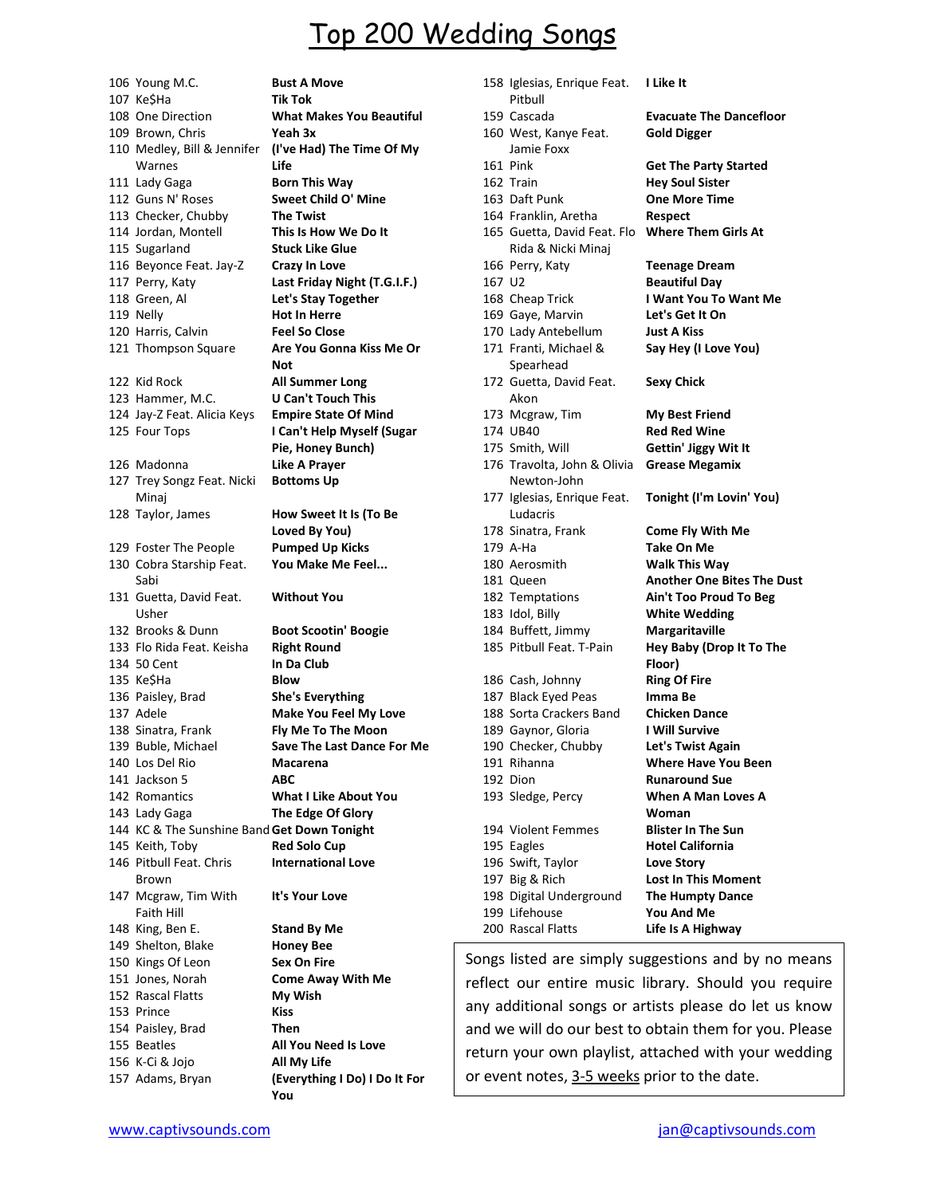# Top 200 Wedding Songs

| # | Artist | Song |
|---|---|---|
| 106 | Young M.C. | **Bust A Move** |
| 107 | Ke$Ha | **Tik Tok** |
| 108 | One Direction | **What Makes You Beautiful** |
| 109 | Brown, Chris | **Yeah 3x** |
| 110 | Medley, Bill & Jennifer Warnes | **(I've Had) The Time Of My Life** |
| 111 | Lady Gaga | **Born This Way** |
| 112 | Guns N' Roses | **Sweet Child O' Mine** |
| 113 | Checker, Chubby | **The Twist** |
| 114 | Jordan, Montell | **This Is How We Do It** |
| 115 | Sugarland | **Stuck Like Glue** |
| 116 | Beyonce Feat. Jay-Z | **Crazy In Love** |
| 117 | Perry, Katy | **Last Friday Night (T.G.I.F.)** |
| 118 | Green, Al | **Let's Stay Together** |
| 119 | Nelly | **Hot In Herre** |
| 120 | Harris, Calvin | **Feel So Close** |
| 121 | Thompson Square | **Are You Gonna Kiss Me Or Not** |
| 122 | Kid Rock | **All Summer Long** |
| 123 | Hammer, M.C. | **U Can't Touch This** |
| 124 | Jay-Z Feat. Alicia Keys | **Empire State Of Mind** |
| 125 | Four Tops | **I Can't Help Myself (Sugar Pie, Honey Bunch)** |
| 126 | Madonna | **Like A Prayer** |
| 127 | Trey Songz Feat. Nicki Minaj | **Bottoms Up** |
| 128 | Taylor, James | **How Sweet It Is (To Be Loved By You)** |
| 129 | Foster The People | **Pumped Up Kicks** |
| 130 | Cobra Starship Feat. Sabi | **You Make Me Feel...** |
| 131 | Guetta, David Feat. Usher | **Without You** |
| 132 | Brooks & Dunn | **Boot Scootin' Boogie** |
| 133 | Flo Rida Feat. Keisha | **Right Round** |
| 134 | 50 Cent | **In Da Club** |
| 135 | Ke$Ha | **Blow** |
| 136 | Paisley, Brad | **She's Everything** |
| 137 | Adele | **Make You Feel My Love** |
| 138 | Sinatra, Frank | **Fly Me To The Moon** |
| 139 | Buble, Michael | **Save The Last Dance For Me** |
| 140 | Los Del Rio | **Macarena** |
| 141 | Jackson 5 | **ABC** |
| 142 | Romantics | **What I Like About You** |
| 143 | Lady Gaga | **The Edge Of Glory** |
| 144 | KC & The Sunshine Band | **Get Down Tonight** |
| 145 | Keith, Toby | **Red Solo Cup** |
| 146 | Pitbull Feat. Chris Brown | **International Love** |
| 147 | Mcgraw, Tim With Faith Hill | **It's Your Love** |
| 148 | King, Ben E. | **Stand By Me** |
| 149 | Shelton, Blake | **Honey Bee** |
| 150 | Kings Of Leon | **Sex On Fire** |
| 151 | Jones, Norah | **Come Away With Me** |
| 152 | Rascal Flatts | **My Wish** |
| 153 | Prince | **Kiss** |
| 154 | Paisley, Brad | **Then** |
| 155 | Beatles | **All You Need Is Love** |
| 156 | K-Ci & Jojo | **All My Life** |
| 157 | Adams, Bryan | **(Everything I Do) I Do It For You** |
| 158 | Iglesias, Enrique Feat. Pitbull | **I Like It** |
| 159 | Cascada | **Evacuate The Dancefloor** |
| 160 | West, Kanye Feat. Jamie Foxx | **Gold Digger** |
| 161 | Pink | **Get The Party Started** |
| 162 | Train | **Hey Soul Sister** |
| 163 | Daft Punk | **One More Time** |
| 164 | Franklin, Aretha | **Respect** |
| 165 | Guetta, David Feat. Flo Rida & Nicki Minaj | **Where Them Girls At** |
| 166 | Perry, Katy | **Teenage Dream** |
| 167 | U2 | **Beautiful Day** |
| 168 | Cheap Trick | **I Want You To Want Me** |
| 169 | Gaye, Marvin | **Let's Get It On** |
| 170 | Lady Antebellum | **Just A Kiss** |
| 171 | Franti, Michael & Spearhead | **Say Hey (I Love You)** |
| 172 | Guetta, David Feat. Akon | **Sexy Chick** |
| 173 | Mcgraw, Tim | **My Best Friend** |
| 174 | UB40 | **Red Red Wine** |
| 175 | Smith, Will | **Gettin' Jiggy Wit It** |
| 176 | Travolta, John & Olivia Newton-John | **Grease Megamix** |
| 177 | Iglesias, Enrique Feat. Ludacris | **Tonight (I'm Lovin' You)** |
| 178 | Sinatra, Frank | **Come Fly With Me** |
| 179 | A-Ha | **Take On Me** |
| 180 | Aerosmith | **Walk This Way** |
| 181 | Queen | **Another One Bites The Dust** |
| 182 | Temptations | **Ain't Too Proud To Beg** |
| 183 | Idol, Billy | **White Wedding** |
| 184 | Buffett, Jimmy | **Margaritaville** |
| 185 | Pitbull Feat. T-Pain | **Hey Baby (Drop It To The Floor)** |
| 186 | Cash, Johnny | **Ring Of Fire** |
| 187 | Black Eyed Peas | **Imma Be** |
| 188 | Sorta Crackers Band | **Chicken Dance** |
| 189 | Gaynor, Gloria | **I Will Survive** |
| 190 | Checker, Chubby | **Let's Twist Again** |
| 191 | Rihanna | **Where Have You Been** |
| 192 | Dion | **Runaround Sue** |
| 193 | Sledge, Percy | **When A Man Loves A Woman** |
| 194 | Violent Femmes | **Blister In The Sun** |
| 195 | Eagles | **Hotel California** |
| 196 | Swift, Taylor | **Love Story** |
| 197 | Big & Rich | **Lost In This Moment** |
| 198 | Digital Underground | **The Humpty Dance** |
| 199 | Lifehouse | **You And Me** |
| 200 | Rascal Flatts | **Life Is A Highway** |

Songs listed are simply suggestions and by no means reflect our entire music library. Should you require any additional songs or artists please do let us know and we will do our best to obtain them for you. Please return your own playlist, attached with your wedding or event notes, 3-5 weeks prior to the date.

www.captivsounds.com jan@captivsounds.com